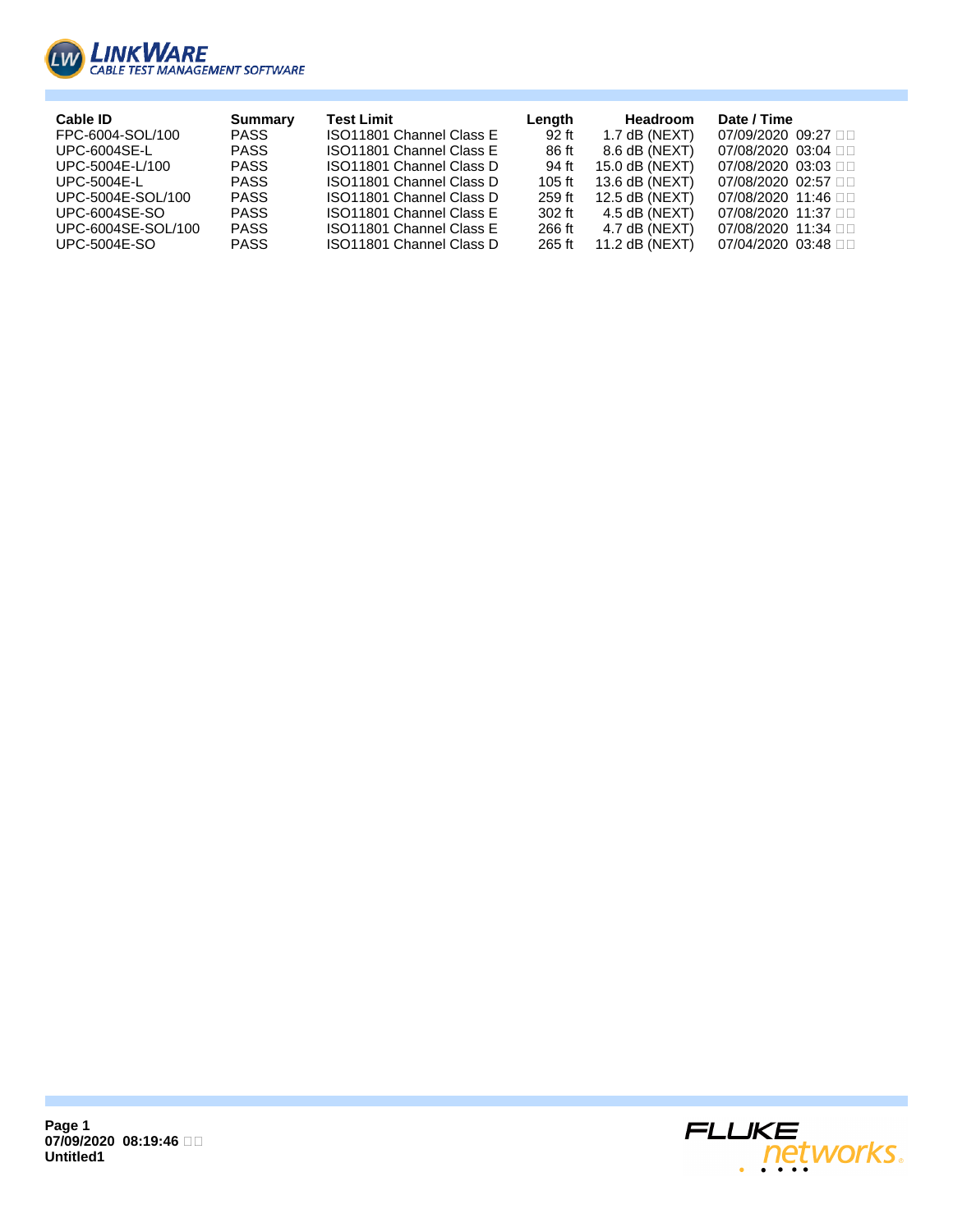LinkWare

CABLE TEST MANAGEMENT SOFTWARE

| Cable ID | Summary | Test Limit | Length | Headroom | Date / Time |
|---|---|---|---|---|---|
| FPC-6004-SOL/100 | PASS | ISO11801 Channel Class E | 92 ft | 1.7 dB (NEXT) | 07/09/2020 09:27 □□ |
| UPC-6004SE-L | PASS | ISO11801 Channel Class E | 86 ft | 8.6 dB (NEXT) | 07/08/2020 03:04 □□ |
| UPC-5004E-L/100 | PASS | ISO11801 Channel Class D | 94 ft | 15.0 dB (NEXT) | 07/08/2020 03:03 □□ |
| UPC-5004E-L | PASS | ISO11801 Channel Class D | 105 ft | 13.6 dB (NEXT) | 07/08/2020 02:57 □□ |
| UPC-5004E-SOL/100 | PASS | ISO11801 Channel Class D | 259 ft | 12.5 dB (NEXT) | 07/08/2020 11:46 □□ |
| UPC-6004SE-SO | PASS | ISO11801 Channel Class E | 302 ft | 4.5 dB (NEXT) | 07/08/2020 11:37 □□ |
| UPC-6004SE-SOL/100 | PASS | ISO11801 Channel Class E | 266 ft | 4.7 dB (NEXT) | 07/08/2020 11:34 □□ |
| UPC-5004E-SO | PASS | ISO11801 Channel Class D | 265 ft | 11.2 dB (NEXT) | 07/04/2020 03:48 □□ |

**Page 1**
**07/09/2020 08:19:46 □□**
**Untitled1**

FLUKE networks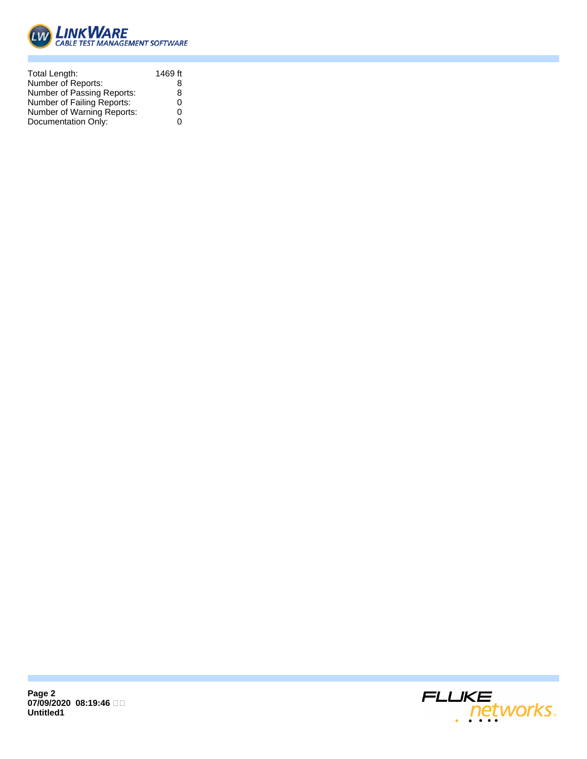| | |
|---|---|
| Total Length: | 1469 ft |
| Number of Reports: | 8 |
| Number of Passing Reports: | 8 |
| Number of Failing Reports: | 0 |
| Number of Warning Reports: | 0 |
| Documentation Only: | 0 |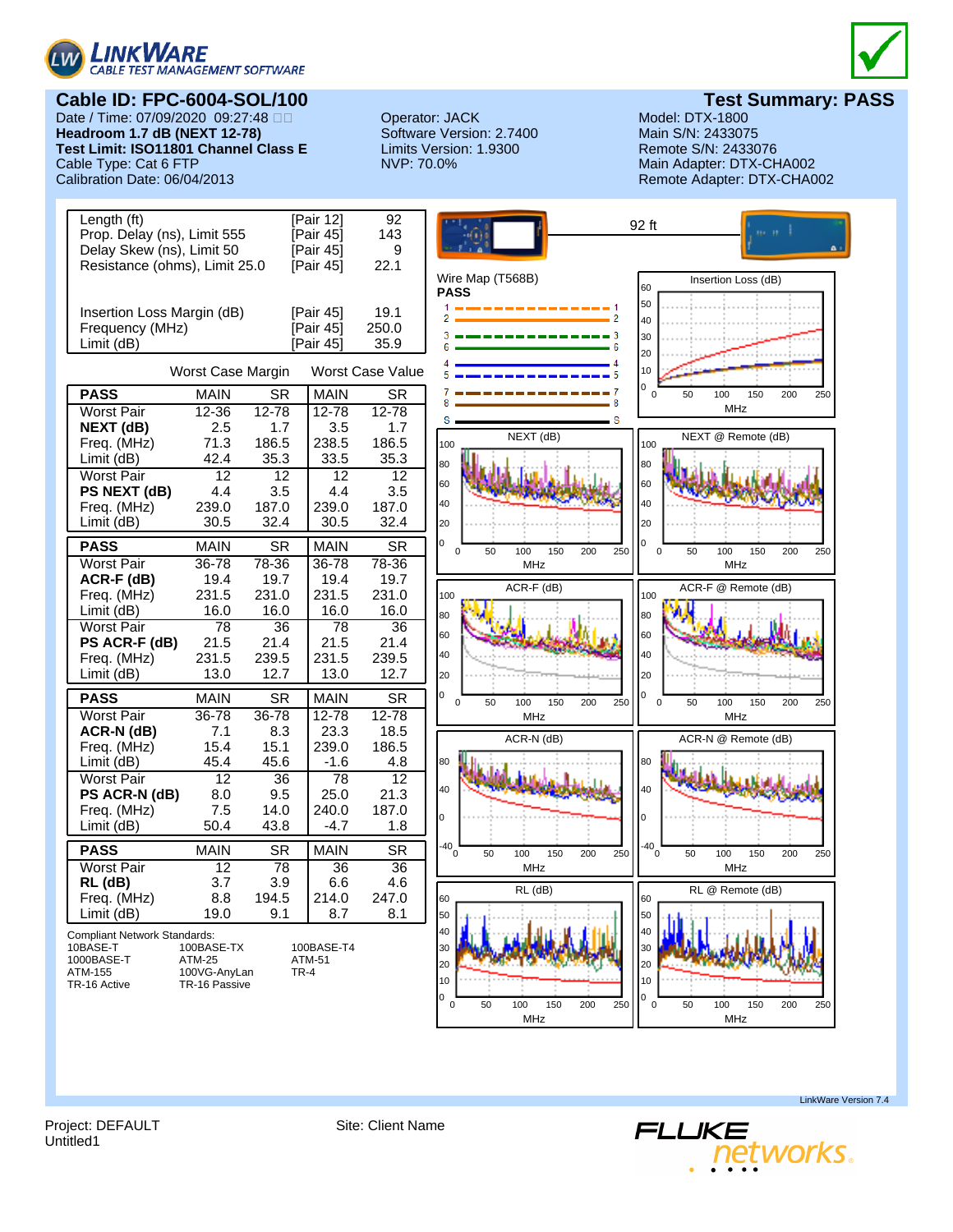# LINKWARE CABLE TEST MANAGEMENT SOFTWARE

## Cable ID: FPC-6004-SOL/100

**Test Summary: PASS**

Date / Time: 07/09/2020 09:27:48
**Headroom 1.7 dB (NEXT 12-78)**
**Test Limit: ISO11801 Channel Class E**
Cable Type: Cat 6 FTP
Calibration Date: 06/04/2013

Operator: JACK
Software Version: 2.7400
Limits Version: 1.9300
NVP: 70.0%

Model: DTX-1800
Main S/N: 2433075
Remote S/N: 2433076
Main Adapter: DTX-CHA002
Remote Adapter: DTX-CHA002

| | | |
|---|---|---|
| Length (ft) | [Pair 12] | 92 |
| Prop. Delay (ns), Limit 555 | [Pair 45] | 143 |
| Delay Skew (ns), Limit 50 | [Pair 45] | 9 |
| Resistance (ohms), Limit 25.0 | [Pair 45] | 22.1 |
| Insertion Loss Margin (dB) | [Pair 45] | 19.1 |
| Frequency (MHz) | [Pair 45] | 250.0 |
| Limit (dB) | [Pair 45] | 35.9 |

| | Worst Case Margin | | Worst Case Value | |
|---|---|---|---|---|
| **PASS** | MAIN | SR | MAIN | SR |
| Worst Pair | 12-36 | 12-78 | 12-78 | 12-78 |
| **NEXT (dB)** | 2.5 | 1.7 | 3.5 | 1.7 |
| Freq. (MHz) | 71.3 | 186.5 | 238.5 | 186.5 |
| Limit (dB) | 42.4 | 35.3 | 33.5 | 35.3 |
| Worst Pair | 12 | 12 | 12 | 12 |
| **PS NEXT (dB)** | 4.4 | 3.5 | 4.4 | 3.5 |
| Freq. (MHz) | 239.0 | 187.0 | 239.0 | 187.0 |
| Limit (dB) | 30.5 | 32.4 | 30.5 | 32.4 |
| **PASS** | MAIN | SR | MAIN | SR |
| Worst Pair | 36-78 | 78-36 | 36-78 | 78-36 |
| **ACR-F (dB)** | 19.4 | 19.7 | 19.4 | 19.7 |
| Freq. (MHz) | 231.5 | 231.0 | 231.5 | 231.0 |
| Limit (dB) | 16.0 | 16.0 | 16.0 | 16.0 |
| Worst Pair | 78 | 36 | 78 | 36 |
| **PS ACR-F (dB)** | 21.5 | 21.4 | 21.5 | 21.4 |
| Freq. (MHz) | 231.5 | 239.5 | 231.5 | 239.5 |
| Limit (dB) | 13.0 | 12.7 | 13.0 | 12.7 |
| **PASS** | MAIN | SR | MAIN | SR |
| Worst Pair | 36-78 | 36-78 | 12-78 | 12-78 |
| **ACR-N (dB)** | 7.1 | 8.3 | 23.3 | 18.5 |
| Freq. (MHz) | 15.4 | 15.1 | 239.0 | 186.5 |
| Limit (dB) | 45.4 | 45.6 | -1.6 | 4.8 |
| Worst Pair | 12 | 36 | 78 | 12 |
| **PS ACR-N (dB)** | 8.0 | 9.5 | 25.0 | 21.3 |
| Freq. (MHz) | 7.5 | 14.0 | 240.0 | 187.0 |
| Limit (dB) | 50.4 | 43.8 | -4.7 | 1.8 |
| **PASS** | MAIN | SR | MAIN | SR |
| Worst Pair | 12 | 78 | 36 | 36 |
| **RL (dB)** | 3.7 | 3.9 | 6.6 | 4.6 |
| Freq. (MHz) | 8.8 | 194.5 | 214.0 | 247.0 |
| Limit (dB) | 19.0 | 9.1 | 8.7 | 8.1 |

Compliant Network Standards:

| | | |
|---|---|---|
| 10BASE-T | 100BASE-TX | 100BASE-T4 |
| 1000BASE-T | ATM-25 | ATM-51 |
| ATM-155 | 100VG-AnyLan | TR-4 |
| TR-16 Active | TR-16 Passive | |

92 ft

Wire Map (T568B)
**PASS**

Insertion Loss (dB)

NEXT (dB)

NEXT @ Remote (dB)

ACR-F (dB)

ACR-F @ Remote (dB)

ACR-N (dB)

ACR-N @ Remote (dB)

RL (dB)

RL @ Remote (dB)

LinkWare Version 7.4

Project: DEFAULT
Untitled1

Site: Client Name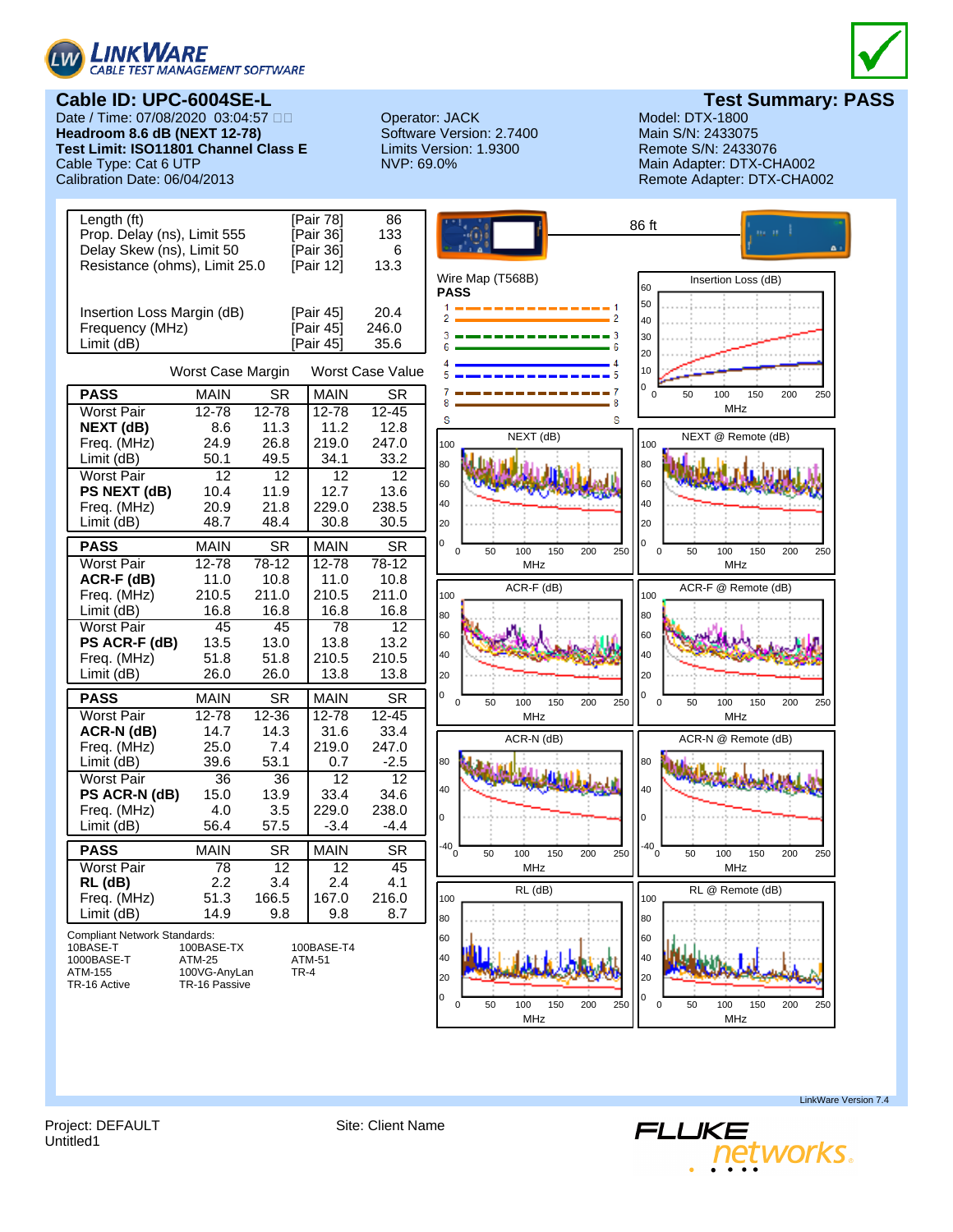LINKWARE CABLE TEST MANAGEMENT SOFTWARE

## Cable ID: UPC-6004SE-L

## Test Summary: PASS

Date / Time: 07/08/2020 03:04:57
**Headroom 8.6 dB (NEXT 12-78)**
**Test Limit: ISO11801 Channel Class E**
Cable Type: Cat 6 UTP
Calibration Date: 06/04/2013

Operator: JACK
Software Version: 2.7400
Limits Version: 1.9300
NVP: 69.0%

Model: DTX-1800
Main S/N: 2433075
Remote S/N: 2433076
Main Adapter: DTX-CHA002
Remote Adapter: DTX-CHA002

| | | |
|---|---|---|
| Length (ft) | [Pair 78] | 86 |
| Prop. Delay (ns), Limit 555 | [Pair 36] | 133 |
| Delay Skew (ns), Limit 50 | [Pair 36] | 6 |
| Resistance (ohms), Limit 25.0 | [Pair 12] | 13.3 |
| Insertion Loss Margin (dB) | [Pair 45] | 20.4 |
| Frequency (MHz) | [Pair 45] | 246.0 |
| Limit (dB) | [Pair 45] | 35.6 |

| | Worst Case Margin | | Worst Case Value | |
|---|---|---|---|---|
| **PASS** | MAIN | SR | MAIN | SR |
| Worst Pair | 12-78 | 12-78 | 12-78 | 12-45 |
| **NEXT (dB)** | 8.6 | 11.3 | 11.2 | 12.8 |
| Freq. (MHz) | 24.9 | 26.8 | 219.0 | 247.0 |
| Limit (dB) | 50.1 | 49.5 | 34.1 | 33.2 |
| Worst Pair | 12 | 12 | 12 | 12 |
| **PS NEXT (dB)** | 10.4 | 11.9 | 12.7 | 13.6 |
| Freq. (MHz) | 20.9 | 21.8 | 229.0 | 238.5 |
| Limit (dB) | 48.7 | 48.4 | 30.8 | 30.5 |
| **PASS** | MAIN | SR | MAIN | SR |
| Worst Pair | 12-78 | 78-12 | 12-78 | 78-12 |
| **ACR-F (dB)** | 11.0 | 10.8 | 11.0 | 10.8 |
| Freq. (MHz) | 210.5 | 211.0 | 210.5 | 211.0 |
| Limit (dB) | 16.8 | 16.8 | 16.8 | 16.8 |
| Worst Pair | 45 | 45 | 78 | 12 |
| **PS ACR-F (dB)** | 13.5 | 13.0 | 13.8 | 13.2 |
| Freq. (MHz) | 51.8 | 51.8 | 210.5 | 210.5 |
| Limit (dB) | 26.0 | 26.0 | 13.8 | 13.8 |
| **PASS** | MAIN | SR | MAIN | SR |
| Worst Pair | 12-78 | 12-36 | 12-78 | 12-45 |
| **ACR-N (dB)** | 14.7 | 14.3 | 31.6 | 33.4 |
| Freq. (MHz) | 25.0 | 7.4 | 219.0 | 247.0 |
| Limit (dB) | 39.6 | 53.1 | 0.7 | -2.5 |
| Worst Pair | 36 | 36 | 12 | 12 |
| **PS ACR-N (dB)** | 15.0 | 13.9 | 33.4 | 34.6 |
| Freq. (MHz) | 4.0 | 3.5 | 229.0 | 238.0 |
| Limit (dB) | 56.4 | 57.5 | -3.4 | -4.4 |
| **PASS** | MAIN | SR | MAIN | SR |
| Worst Pair | 78 | 12 | 12 | 45 |
| **RL (dB)** | 2.2 | 3.4 | 2.4 | 4.1 |
| Freq. (MHz) | 51.3 | 166.5 | 167.0 | 216.0 |
| Limit (dB) | 14.9 | 9.8 | 9.8 | 8.7 |

Compliant Network Standards:

| | | |
|---|---|---|
| 10BASE-T | 100BASE-TX | 100BASE-T4 |
| 1000BASE-T | ATM-25 | ATM-51 |
| ATM-155 | 100VG-AnyLan | TR-4 |
| TR-16 Active | TR-16 Passive | |

86 ft

Wire Map (T568B)
**PASS**

Insertion Loss (dB)

NEXT (dB)

NEXT @ Remote (dB)

ACR-F (dB)

ACR-F @ Remote (dB)

ACR-N (dB)

ACR-N @ Remote (dB)

RL (dB)

RL @ Remote (dB)

LinkWare Version 7.4

Project: DEFAULT
Untitled1

Site: Client Name

FLUKE networks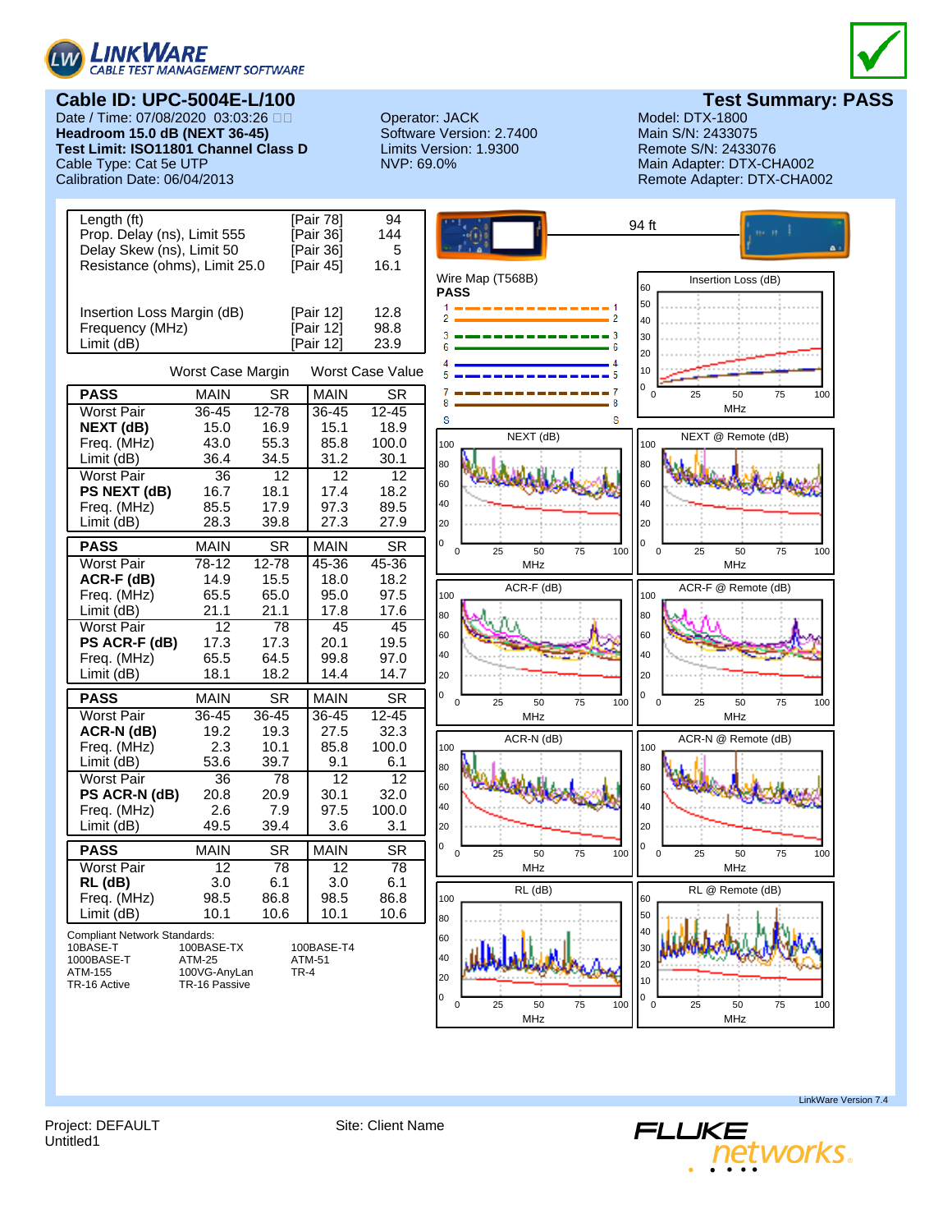# Cable ID: UPC-5004E-L/100

## Test Summary: PASS

Date / Time: 07/08/2020 03:03:26
**Headroom 15.0 dB (NEXT 36-45)**
**Test Limit: ISO11801 Channel Class D**
Cable Type: Cat 5e UTP
Calibration Date: 06/04/2013

Operator: JACK
Software Version: 2.7400
Limits Version: 1.9300
NVP: 69.0%

Model: DTX-1800
Main S/N: 2433075
Remote S/N: 2433076
Main Adapter: DTX-CHA002
Remote Adapter: DTX-CHA002

| | | |
|---|---|---|
| Length (ft) | [Pair 78] | 94 |
| Prop. Delay (ns), Limit 555 | [Pair 36] | 144 |
| Delay Skew (ns), Limit 50 | [Pair 36] | 5 |
| Resistance (ohms), Limit 25.0 | [Pair 45] | 16.1 |
| Insertion Loss Margin (dB) | [Pair 12] | 12.8 |
| Frequency (MHz) | [Pair 12] | 98.8 |
| Limit (dB) | [Pair 12] | 23.9 |

| | Worst Case Margin | | Worst Case Value | |
|---|---|---|---|---|
| **PASS** | MAIN | SR | MAIN | SR |
| Worst Pair | 36-45 | 12-78 | 36-45 | 12-45 |
| **NEXT (dB)** | 15.0 | 16.9 | 15.1 | 18.9 |
| Freq. (MHz) | 43.0 | 55.3 | 85.8 | 100.0 |
| Limit (dB) | 36.4 | 34.5 | 31.2 | 30.1 |
| Worst Pair | 36 | 12 | 12 | 12 |
| **PS NEXT (dB)** | 16.7 | 18.1 | 17.4 | 18.2 |
| Freq. (MHz) | 85.5 | 17.9 | 97.3 | 89.5 |
| Limit (dB) | 28.3 | 39.8 | 27.3 | 27.9 |
| **PASS** | MAIN | SR | MAIN | SR |
| Worst Pair | 78-12 | 12-78 | 45-36 | 45-36 |
| **ACR-F (dB)** | 14.9 | 15.5 | 18.0 | 18.2 |
| Freq. (MHz) | 65.5 | 65.0 | 95.0 | 97.5 |
| Limit (dB) | 21.1 | 21.1 | 17.8 | 17.6 |
| Worst Pair | 12 | 78 | 45 | 45 |
| **PS ACR-F (dB)** | 17.3 | 17.3 | 20.1 | 19.5 |
| Freq. (MHz) | 65.5 | 64.5 | 99.8 | 97.0 |
| Limit (dB) | 18.1 | 18.2 | 14.4 | 14.7 |
| **PASS** | MAIN | SR | MAIN | SR |
| Worst Pair | 36-45 | 36-45 | 36-45 | 12-45 |
| **ACR-N (dB)** | 19.2 | 19.3 | 27.5 | 32.3 |
| Freq. (MHz) | 2.3 | 10.1 | 85.8 | 100.0 |
| Limit (dB) | 53.6 | 39.7 | 9.1 | 6.1 |
| Worst Pair | 36 | 78 | 12 | 12 |
| **PS ACR-N (dB)** | 20.8 | 20.9 | 30.1 | 32.0 |
| Freq. (MHz) | 2.6 | 7.9 | 97.5 | 100.0 |
| Limit (dB) | 49.5 | 39.4 | 3.6 | 3.1 |
| **PASS** | MAIN | SR | MAIN | SR |
| Worst Pair | 12 | 78 | 12 | 78 |
| **RL (dB)** | 3.0 | 6.1 | 3.0 | 6.1 |
| Freq. (MHz) | 98.5 | 86.8 | 98.5 | 86.8 |
| Limit (dB) | 10.1 | 10.6 | 10.1 | 10.6 |

Compliant Network Standards:

| | | |
|---|---|---|
| 10BASE-T | 100BASE-TX | 100BASE-T4 |
| 1000BASE-T | ATM-25 | ATM-51 |
| ATM-155 | 100VG-AnyLan | TR-4 |
| TR-16 Active | TR-16 Passive | |

94 ft

Wire Map (T568B)
**PASS**

Insertion Loss (dB)

NEXT (dB)

NEXT @ Remote (dB)

ACR-F (dB)

ACR-F @ Remote (dB)

ACR-N (dB)

ACR-N @ Remote (dB)

RL (dB)

RL @ Remote (dB)

LinkWare Version 7.4

Project: DEFAULT
Untitled1

Site: Client Name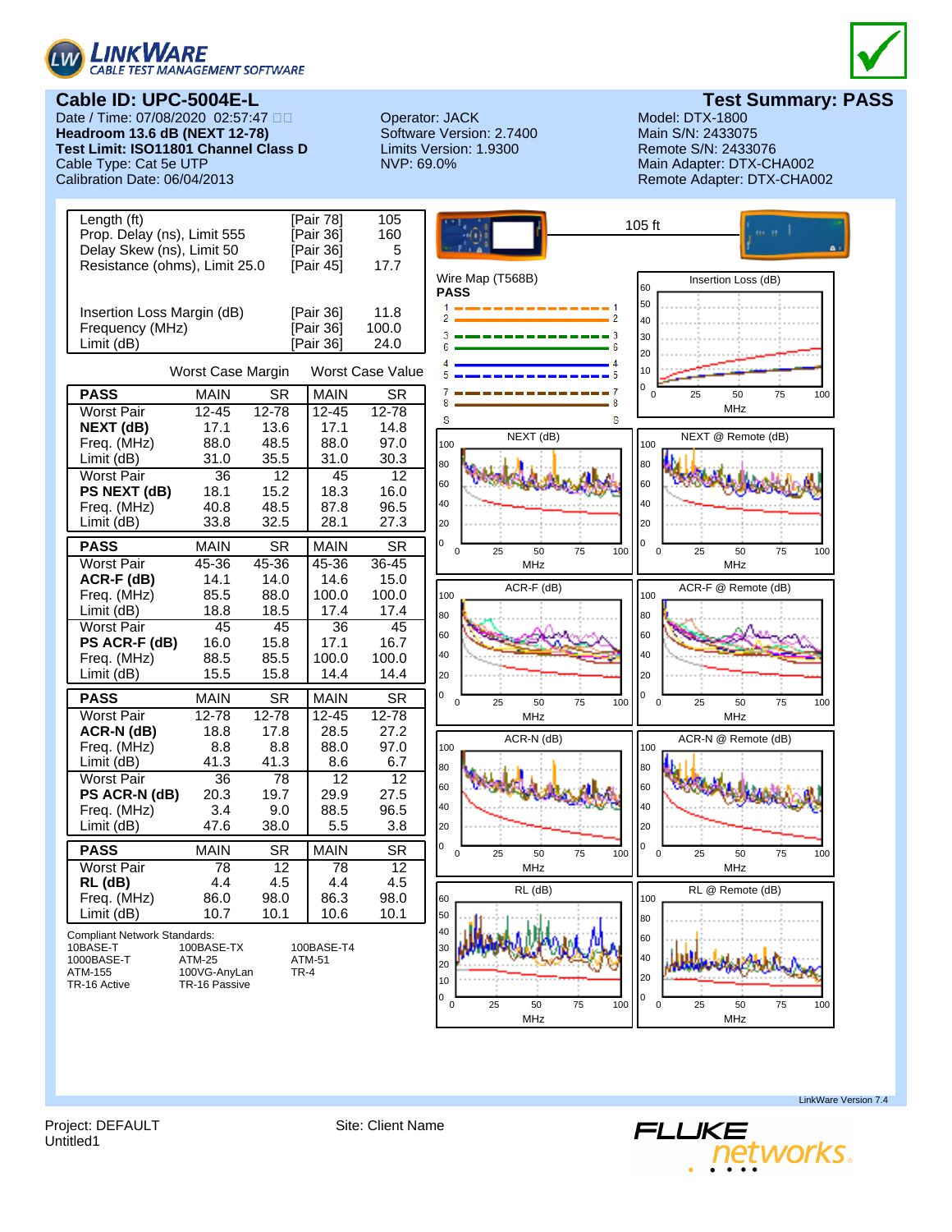# LinkWare Cable Test Management Software

## Cable ID: UPC-5004E-L

**Test Summary: PASS**

Date / Time: 07/08/2020 02:57:47
**Headroom 13.6 dB (NEXT 12-78)**
**Test Limit: ISO11801 Channel Class D**
Cable Type: Cat 5e UTP
Calibration Date: 06/04/2013

Operator: JACK
Software Version: 2.7400
Limits Version: 1.9300
NVP: 69.0%

Model: DTX-1800
Main S/N: 2433075
Remote S/N: 2433076
Main Adapter: DTX-CHA002
Remote Adapter: DTX-CHA002

| | | |
|---|---|---|
| Length (ft) | [Pair 78] | 105 |
| Prop. Delay (ns), Limit 555 | [Pair 36] | 160 |
| Delay Skew (ns), Limit 50 | [Pair 36] | 5 |
| Resistance (ohms), Limit 25.0 | [Pair 45] | 17.7 |
| Insertion Loss Margin (dB) | [Pair 36] | 11.8 |
| Frequency (MHz) | [Pair 36] | 100.0 |
| Limit (dB) | [Pair 36] | 24.0 |

| | Worst Case Margin | | Worst Case Value | |
|---|---|---|---|---|
| **PASS** | MAIN | SR | MAIN | SR |
| Worst Pair | 12-45 | 12-78 | 12-45 | 12-78 |
| **NEXT (dB)** | 17.1 | 13.6 | 17.1 | 14.8 |
| Freq. (MHz) | 88.0 | 48.5 | 88.0 | 97.0 |
| Limit (dB) | 31.0 | 35.5 | 31.0 | 30.3 |
| Worst Pair | 36 | 12 | 45 | 12 |
| **PS NEXT (dB)** | 18.1 | 15.2 | 18.3 | 16.0 |
| Freq. (MHz) | 40.8 | 48.5 | 87.8 | 96.5 |
| Limit (dB) | 33.8 | 32.5 | 28.1 | 27.3 |

| **PASS** | MAIN | SR | MAIN | SR |
|---|---|---|---|---|
| Worst Pair | 45-36 | 45-36 | 45-36 | 36-45 |
| **ACR-F (dB)** | 14.1 | 14.0 | 14.6 | 15.0 |
| Freq. (MHz) | 85.5 | 88.0 | 100.0 | 100.0 |
| Limit (dB) | 18.8 | 18.5 | 17.4 | 17.4 |
| Worst Pair | 45 | 45 | 36 | 45 |
| **PS ACR-F (dB)** | 16.0 | 15.8 | 17.1 | 16.7 |
| Freq. (MHz) | 88.5 | 85.5 | 100.0 | 100.0 |
| Limit (dB) | 15.5 | 15.8 | 14.4 | 14.4 |

| **PASS** | MAIN | SR | MAIN | SR |
|---|---|---|---|---|
| Worst Pair | 12-78 | 12-78 | 12-45 | 12-78 |
| **ACR-N (dB)** | 18.8 | 17.8 | 28.5 | 27.2 |
| Freq. (MHz) | 8.8 | 8.8 | 88.0 | 97.0 |
| Limit (dB) | 41.3 | 41.3 | 8.6 | 6.7 |
| Worst Pair | 36 | 78 | 12 | 12 |
| **PS ACR-N (dB)** | 20.3 | 19.7 | 29.9 | 27.5 |
| Freq. (MHz) | 3.4 | 9.0 | 88.5 | 96.5 |
| Limit (dB) | 47.6 | 38.0 | 5.5 | 3.8 |

| **PASS** | MAIN | SR | MAIN | SR |
|---|---|---|---|---|
| Worst Pair | 78 | 12 | 78 | 12 |
| **RL (dB)** | 4.4 | 4.5 | 4.4 | 4.5 |
| Freq. (MHz) | 86.0 | 98.0 | 86.3 | 98.0 |
| Limit (dB) | 10.7 | 10.1 | 10.6 | 10.1 |

Compliant Network Standards:

| | | |
|---|---|---|
| 10BASE-T | 100BASE-TX | 100BASE-T4 |
| 1000BASE-T | ATM-25 | ATM-51 |
| ATM-155 | 100VG-AnyLan | TR-4 |
| TR-16 Active | TR-16 Passive | |

105 ft

Wire Map (T568B)
**PASS**

Insertion Loss (dB)

NEXT (dB)

NEXT @ Remote (dB)

ACR-F (dB)

ACR-F @ Remote (dB)

ACR-N (dB)

ACR-N @ Remote (dB)

RL (dB)

RL @ Remote (dB)

LinkWare Version 7.4

Project: DEFAULT
Untitled1

Site: Client Name

FLUKE networks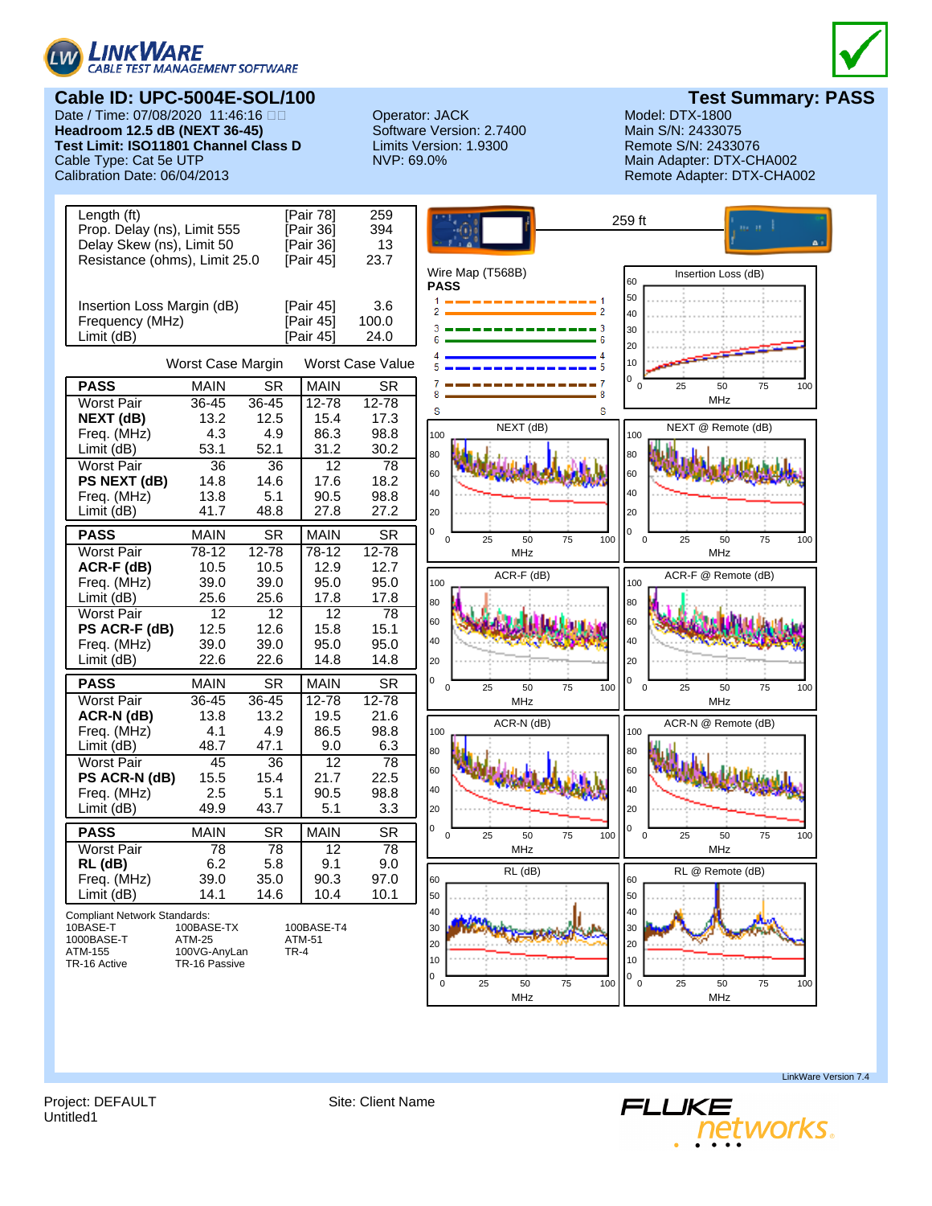## Cable ID: UPC-5004E-SOL/100

## Test Summary: PASS

Date / Time: 07/08/2020 11:46:16
**Headroom 12.5 dB (NEXT 36-45)**
**Test Limit: ISO11801 Channel Class D**
Cable Type: Cat 5e UTP
Calibration Date: 06/04/2013

Operator: JACK
Software Version: 2.7400
Limits Version: 1.9300
NVP: 69.0%

Model: DTX-1800
Main S/N: 2433075
Remote S/N: 2433076
Main Adapter: DTX-CHA002
Remote Adapter: DTX-CHA002

| | | |
|---|---|---|
| Length (ft) | [Pair 78] | 259 |
| Prop. Delay (ns), Limit 555 | [Pair 36] | 394 |
| Delay Skew (ns), Limit 50 | [Pair 36] | 13 |
| Resistance (ohms), Limit 25.0 | [Pair 45] | 23.7 |
| Insertion Loss Margin (dB) | [Pair 45] | 3.6 |
| Frequency (MHz) | [Pair 45] | 100.0 |
| Limit (dB) | [Pair 45] | 24.0 |

| | Worst Case Margin | | Worst Case Value | |
|---|---|---|---|---|
| **PASS** | MAIN | SR | MAIN | SR |
| Worst Pair | 36-45 | 36-45 | 12-78 | 12-78 |
| **NEXT (dB)** | 13.2 | 12.5 | 15.4 | 17.3 |
| Freq. (MHz) | 4.3 | 4.9 | 86.3 | 98.8 |
| Limit (dB) | 53.1 | 52.1 | 31.2 | 30.2 |
| Worst Pair | 36 | 36 | 12 | 78 |
| **PS NEXT (dB)** | 14.8 | 14.6 | 17.6 | 18.2 |
| Freq. (MHz) | 13.8 | 5.1 | 90.5 | 98.8 |
| Limit (dB) | 41.7 | 48.8 | 27.8 | 27.2 |
| **PASS** | MAIN | SR | MAIN | SR |
| Worst Pair | 78-12 | 12-78 | 78-12 | 12-78 |
| **ACR-F (dB)** | 10.5 | 10.5 | 12.9 | 12.7 |
| Freq. (MHz) | 39.0 | 39.0 | 95.0 | 95.0 |
| Limit (dB) | 25.6 | 25.6 | 17.8 | 17.8 |
| Worst Pair | 12 | 12 | 12 | 78 |
| **PS ACR-F (dB)** | 12.5 | 12.6 | 15.8 | 15.1 |
| Freq. (MHz) | 39.0 | 39.0 | 95.0 | 95.0 |
| Limit (dB) | 22.6 | 22.6 | 14.8 | 14.8 |
| **PASS** | MAIN | SR | MAIN | SR |
| Worst Pair | 36-45 | 36-45 | 12-78 | 12-78 |
| **ACR-N (dB)** | 13.8 | 13.2 | 19.5 | 21.6 |
| Freq. (MHz) | 4.1 | 4.9 | 86.5 | 98.8 |
| Limit (dB) | 48.7 | 47.1 | 9.0 | 6.3 |
| Worst Pair | 45 | 36 | 12 | 78 |
| **PS ACR-N (dB)** | 15.5 | 15.4 | 21.7 | 22.5 |
| Freq. (MHz) | 2.5 | 5.1 | 90.5 | 98.8 |
| Limit (dB) | 49.9 | 43.7 | 5.1 | 3.3 |
| **PASS** | MAIN | SR | MAIN | SR |
| Worst Pair | 78 | 78 | 12 | 78 |
| **RL (dB)** | 6.2 | 5.8 | 9.1 | 9.0 |
| Freq. (MHz) | 39.0 | 35.0 | 90.3 | 97.0 |
| Limit (dB) | 14.1 | 14.6 | 10.4 | 10.1 |

Compliant Network Standards:

| | | |
|---|---|---|
| 10BASE-T | 100BASE-TX | 100BASE-T4 |
| 1000BASE-T | ATM-25 | ATM-51 |
| ATM-155 | 100VG-AnyLan | TR-4 |
| TR-16 Active | TR-16 Passive | |

259 ft

Wire Map (T568B)
**PASS**

Insertion Loss (dB)

NEXT (dB)

NEXT @ Remote (dB)

ACR-F (dB)

ACR-F @ Remote (dB)

ACR-N (dB)

ACR-N @ Remote (dB)

RL (dB)

RL @ Remote (dB)

LinkWare Version 7.4

Project: DEFAULT
Untitled1

Site: Client Name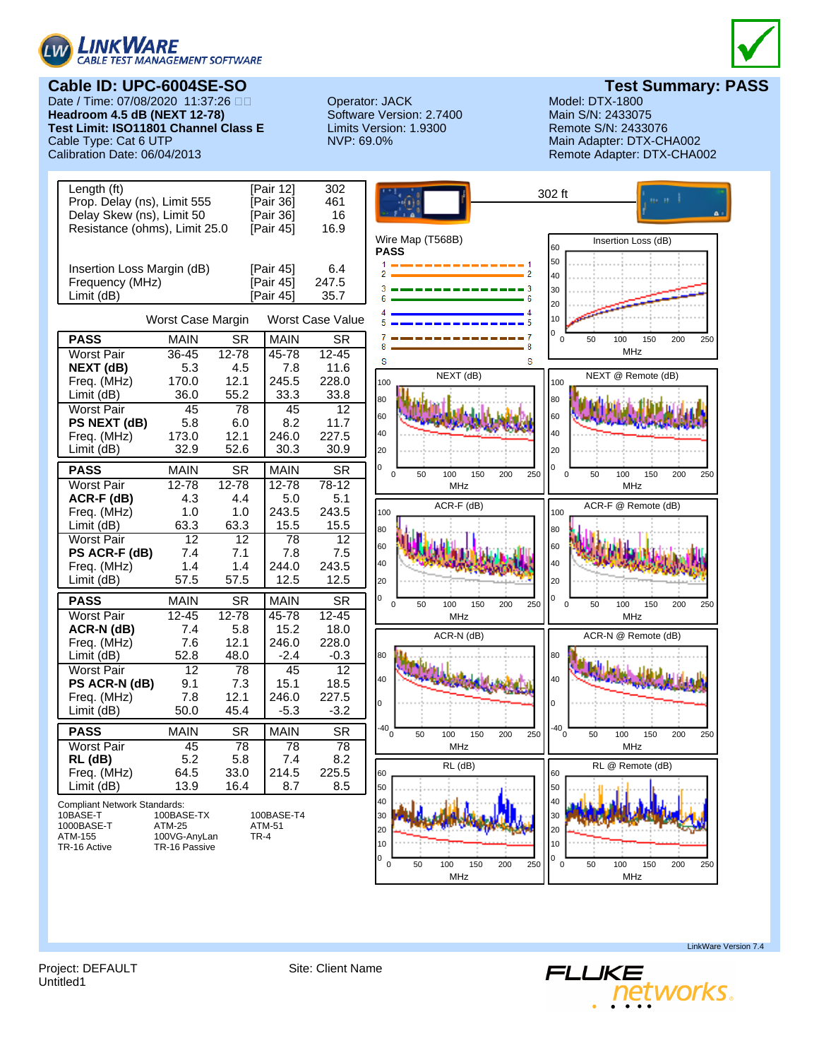# LINKWARE CABLE TEST MANAGEMENT SOFTWARE

## Cable ID: UPC-6004SE-SO

## Test Summary: PASS

Date / Time: 07/08/2020 11:37:26
**Headroom 4.5 dB (NEXT 12-78)**
**Test Limit: ISO11801 Channel Class E**
Cable Type: Cat 6 UTP
Calibration Date: 06/04/2013

Operator: JACK
Software Version: 2.7400
Limits Version: 1.9300
NVP: 69.0%

Model: DTX-1800
Main S/N: 2433075
Remote S/N: 2433076
Main Adapter: DTX-CHA002
Remote Adapter: DTX-CHA002

| | | |
|---|---|---|
| Length (ft) | [Pair 12] | 302 |
| Prop. Delay (ns), Limit 555 | [Pair 36] | 461 |
| Delay Skew (ns), Limit 50 | [Pair 36] | 16 |
| Resistance (ohms), Limit 25.0 | [Pair 45] | 16.9 |
| Insertion Loss Margin (dB) | [Pair 45] | 6.4 |
| Frequency (MHz) | [Pair 45] | 247.5 |
| Limit (dB) | [Pair 45] | 35.7 |

| | Worst Case Margin | | Worst Case Value | |
|---|---|---|---|---|
| **PASS** | MAIN | SR | MAIN | SR |
| Worst Pair | 36-45 | 12-78 | 45-78 | 12-45 |
| **NEXT (dB)** | 5.3 | 4.5 | 7.8 | 11.6 |
| Freq. (MHz) | 170.0 | 12.1 | 245.5 | 228.0 |
| Limit (dB) | 36.0 | 55.2 | 33.3 | 33.8 |
| Worst Pair | 45 | 78 | 45 | 12 |
| **PS NEXT (dB)** | 5.8 | 6.0 | 8.2 | 11.7 |
| Freq. (MHz) | 173.0 | 12.1 | 246.0 | 227.5 |
| Limit (dB) | 32.9 | 52.6 | 30.3 | 30.9 |
| **PASS** | MAIN | SR | MAIN | SR |
| Worst Pair | 12-78 | 12-78 | 12-78 | 78-12 |
| **ACR-F (dB)** | 4.3 | 4.4 | 5.0 | 5.1 |
| Freq. (MHz) | 1.0 | 1.0 | 243.5 | 243.5 |
| Limit (dB) | 63.3 | 63.3 | 15.5 | 15.5 |
| Worst Pair | 12 | 12 | 78 | 12 |
| **PS ACR-F (dB)** | 7.4 | 7.1 | 7.8 | 7.5 |
| Freq. (MHz) | 1.4 | 1.4 | 244.0 | 243.5 |
| Limit (dB) | 57.5 | 57.5 | 12.5 | 12.5 |
| **PASS** | MAIN | SR | MAIN | SR |
| Worst Pair | 12-45 | 12-78 | 45-78 | 12-45 |
| **ACR-N (dB)** | 7.4 | 5.8 | 15.2 | 18.0 |
| Freq. (MHz) | 7.6 | 12.1 | 246.0 | 228.0 |
| Limit (dB) | 52.8 | 48.0 | -2.4 | -0.3 |
| Worst Pair | 12 | 78 | 45 | 12 |
| **PS ACR-N (dB)** | 9.1 | 7.3 | 15.1 | 18.5 |
| Freq. (MHz) | 7.8 | 12.1 | 246.0 | 227.5 |
| Limit (dB) | 50.0 | 45.4 | -5.3 | -3.2 |
| **PASS** | MAIN | SR | MAIN | SR |
| Worst Pair | 45 | 78 | 78 | 78 |
| **RL (dB)** | 5.2 | 5.8 | 7.4 | 8.2 |
| Freq. (MHz) | 64.5 | 33.0 | 214.5 | 225.5 |
| Limit (dB) | 13.9 | 16.4 | 8.7 | 8.5 |

Compliant Network Standards:

| | | |
|---|---|---|
| 10BASE-T | 100BASE-TX | 100BASE-T4 |
| 1000BASE-T | ATM-25 | ATM-51 |
| ATM-155 | 100VG-AnyLan | TR-4 |
| TR-16 Active | TR-16 Passive | |

302 ft

Wire Map (T568B)
**PASS**

Insertion Loss (dB)

NEXT (dB)

NEXT @ Remote (dB)

ACR-F (dB)

ACR-F @ Remote (dB)

ACR-N (dB)

ACR-N @ Remote (dB)

RL (dB)

RL @ Remote (dB)

LinkWare Version 7.4

Project: DEFAULT
Untitled1

Site: Client Name

FLUKE networks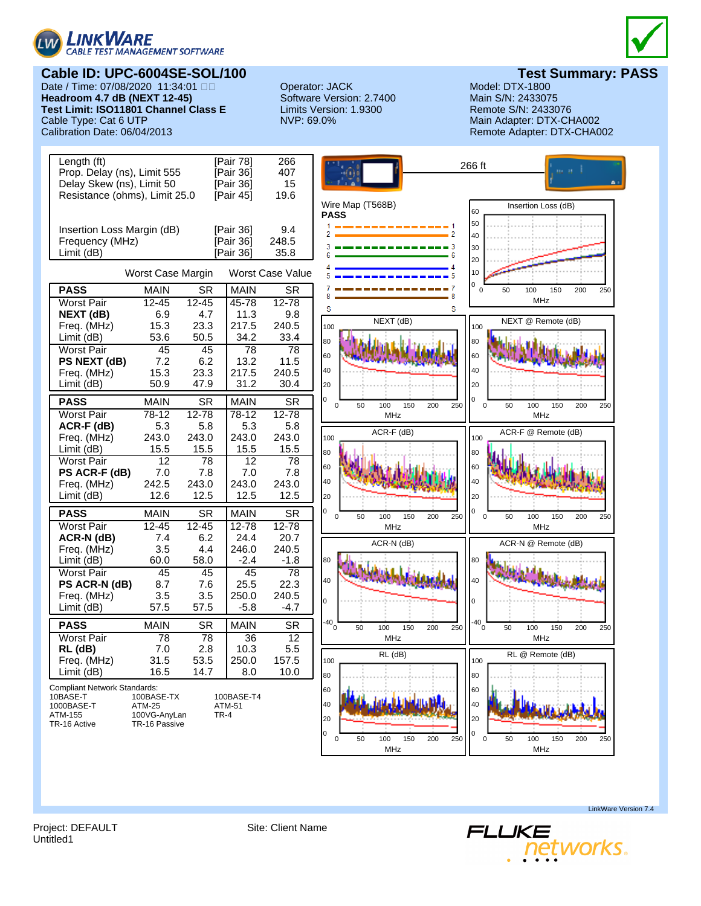# LinkWare CABLE TEST MANAGEMENT SOFTWARE

## Cable ID: UPC-6004SE-SOL/100

## Test Summary: PASS

Date / Time: 07/08/2020 11:34:01
**Headroom 4.7 dB (NEXT 12-45)**
**Test Limit: ISO11801 Channel Class E**
Cable Type: Cat 6 UTP
Calibration Date: 06/04/2013

Operator: JACK
Software Version: 2.7400
Limits Version: 1.9300
NVP: 69.0%

Model: DTX-1800
Main S/N: 2433075
Remote S/N: 2433076
Main Adapter: DTX-CHA002
Remote Adapter: DTX-CHA002

| | | |
|---|---|---|
| Length (ft) | [Pair 78] | 266 |
| Prop. Delay (ns), Limit 555 | [Pair 36] | 407 |
| Delay Skew (ns), Limit 50 | [Pair 36] | 15 |
| Resistance (ohms), Limit 25.0 | [Pair 45] | 19.6 |
| Insertion Loss Margin (dB) | [Pair 36] | 9.4 |
| Frequency (MHz) | [Pair 36] | 248.5 |
| Limit (dB) | [Pair 36] | 35.8 |

| | Worst Case Margin | | Worst Case Value | |
|---|---|---|---|---|
| **PASS** | MAIN | SR | MAIN | SR |
| Worst Pair | 12-45 | 12-45 | 45-78 | 12-78 |
| **NEXT (dB)** | 6.9 | 4.7 | 11.3 | 9.8 |
| Freq. (MHz) | 15.3 | 23.3 | 217.5 | 240.5 |
| Limit (dB) | 53.6 | 50.5 | 34.2 | 33.4 |
| Worst Pair | 45 | 45 | 78 | 78 |
| **PS NEXT (dB)** | 7.2 | 6.2 | 13.2 | 11.5 |
| Freq. (MHz) | 15.3 | 23.3 | 217.5 | 240.5 |
| Limit (dB) | 50.9 | 47.9 | 31.2 | 30.4 |
| **PASS** | MAIN | SR | MAIN | SR |
| Worst Pair | 78-12 | 12-78 | 78-12 | 12-78 |
| **ACR-F (dB)** | 5.3 | 5.8 | 5.3 | 5.8 |
| Freq. (MHz) | 243.0 | 243.0 | 243.0 | 243.0 |
| Limit (dB) | 15.5 | 15.5 | 15.5 | 15.5 |
| Worst Pair | 12 | 78 | 12 | 78 |
| **PS ACR-F (dB)** | 7.0 | 7.8 | 7.0 | 7.8 |
| Freq. (MHz) | 242.5 | 243.0 | 243.0 | 243.0 |
| Limit (dB) | 12.6 | 12.5 | 12.5 | 12.5 |
| **PASS** | MAIN | SR | MAIN | SR |
| Worst Pair | 12-45 | 12-45 | 12-78 | 12-78 |
| **ACR-N (dB)** | 7.4 | 6.2 | 24.4 | 20.7 |
| Freq. (MHz) | 3.5 | 4.4 | 246.0 | 240.5 |
| Limit (dB) | 60.0 | 58.0 | -2.4 | -1.8 |
| Worst Pair | 45 | 45 | 45 | 78 |
| **PS ACR-N (dB)** | 8.7 | 7.6 | 25.5 | 22.3 |
| Freq. (MHz) | 3.5 | 3.5 | 250.0 | 240.5 |
| Limit (dB) | 57.5 | 57.5 | -5.8 | -4.7 |
| **PASS** | MAIN | SR | MAIN | SR |
| Worst Pair | 78 | 78 | 36 | 12 |
| **RL (dB)** | 7.0 | 2.8 | 10.3 | 5.5 |
| Freq. (MHz) | 31.5 | 53.5 | 250.0 | 157.5 |
| Limit (dB) | 16.5 | 14.7 | 8.0 | 10.0 |

Compliant Network Standards:

| | | |
|---|---|---|
| 10BASE-T | 100BASE-TX | 100BASE-T4 |
| 1000BASE-T | ATM-25 | ATM-51 |
| ATM-155 | 100VG-AnyLan | TR-4 |
| TR-16 Active | TR-16 Passive | |

266 ft

Wire Map (T568B)
**PASS**

Insertion Loss (dB)

NEXT (dB)

NEXT @ Remote (dB)

ACR-F (dB)

ACR-F @ Remote (dB)

ACR-N (dB)

ACR-N @ Remote (dB)

RL (dB)

RL @ Remote (dB)

LinkWare Version 7.4

Project: DEFAULT
Untitled1

Site: Client Name

FLUKE networks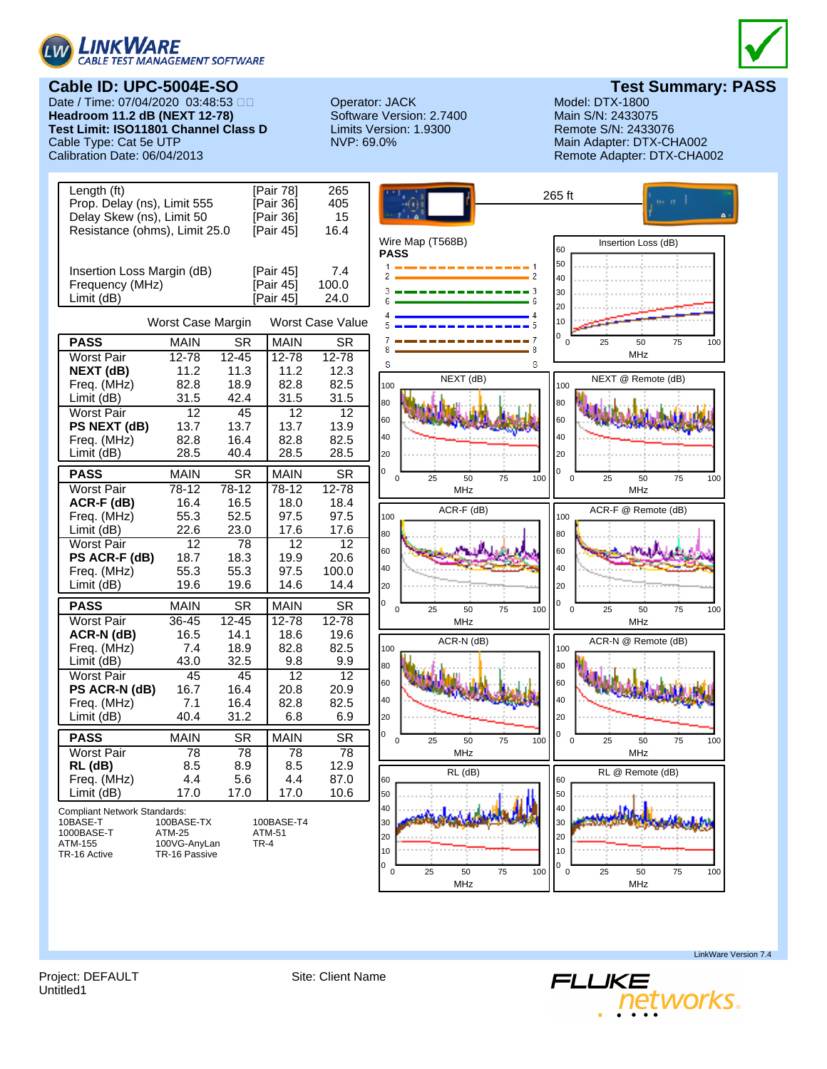LinkWare Cable Test Management Software

# Cable ID: UPC-5004E-SO

**Test Summary: PASS**

Date / Time: 07/04/2020 03:48:53 □□
**Headroom 11.2 dB (NEXT 12-78)**
**Test Limit: ISO11801 Channel Class D**
Cable Type: Cat 5e UTP
Calibration Date: 06/04/2013

Operator: JACK
Software Version: 2.7400
Limits Version: 1.9300
NVP: 69.0%

Model: DTX-1800
Main S/N: 2433075
Remote S/N: 2433076
Main Adapter: DTX-CHA002
Remote Adapter: DTX-CHA002

| | | |
|---|---|---|
| Length (ft) | [Pair 78] | 265 |
| Prop. Delay (ns), Limit 555 | [Pair 36] | 405 |
| Delay Skew (ns), Limit 50 | [Pair 36] | 15 |
| Resistance (ohms), Limit 25.0 | [Pair 45] | 16.4 |
| Insertion Loss Margin (dB) | [Pair 45] | 7.4 |
| Frequency (MHz) | [Pair 45] | 100.0 |
| Limit (dB) | [Pair 45] | 24.0 |

| | Worst Case Margin | | Worst Case Value | |
|---|---|---|---|---|
| **PASS** | MAIN | SR | MAIN | SR |
| Worst Pair | 12-78 | 12-45 | 12-78 | 12-78 |
| **NEXT (dB)** | 11.2 | 11.3 | 11.2 | 12.3 |
| Freq. (MHz) | 82.8 | 18.9 | 82.8 | 82.5 |
| Limit (dB) | 31.5 | 42.4 | 31.5 | 31.5 |
| Worst Pair | 12 | 45 | 12 | 12 |
| **PS NEXT (dB)** | 13.7 | 13.7 | 13.7 | 13.9 |
| Freq. (MHz) | 82.8 | 16.4 | 82.8 | 82.5 |
| Limit (dB) | 28.5 | 40.4 | 28.5 | 28.5 |
| **PASS** | MAIN | SR | MAIN | SR |
| Worst Pair | 78-12 | 78-12 | 78-12 | 12-78 |
| **ACR-F (dB)** | 16.4 | 16.5 | 18.0 | 18.4 |
| Freq. (MHz) | 55.3 | 52.5 | 97.5 | 97.5 |
| Limit (dB) | 22.6 | 23.0 | 17.6 | 17.6 |
| Worst Pair | 12 | 78 | 12 | 12 |
| **PS ACR-F (dB)** | 18.7 | 18.3 | 19.9 | 20.6 |
| Freq. (MHz) | 55.3 | 55.3 | 97.5 | 100.0 |
| Limit (dB) | 19.6 | 19.6 | 14.6 | 14.4 |
| **PASS** | MAIN | SR | MAIN | SR |
| Worst Pair | 36-45 | 12-45 | 12-78 | 12-78 |
| **ACR-N (dB)** | 16.5 | 14.1 | 18.6 | 19.6 |
| Freq. (MHz) | 7.4 | 18.9 | 82.8 | 82.5 |
| Limit (dB) | 43.0 | 32.5 | 9.8 | 9.9 |
| Worst Pair | 45 | 45 | 12 | 12 |
| **PS ACR-N (dB)** | 16.7 | 16.4 | 20.8 | 20.9 |
| Freq. (MHz) | 7.1 | 16.4 | 82.8 | 82.5 |
| Limit (dB) | 40.4 | 31.2 | 6.8 | 6.9 |
| **PASS** | MAIN | SR | MAIN | SR |
| Worst Pair | 78 | 78 | 78 | 78 |
| **RL (dB)** | 8.5 | 8.9 | 8.5 | 12.9 |
| Freq. (MHz) | 4.4 | 5.6 | 4.4 | 87.0 |
| Limit (dB) | 17.0 | 17.0 | 17.0 | 10.6 |

Compliant Network Standards:

| | | |
|---|---|---|
| 10BASE-T | 100BASE-TX | 100BASE-T4 |
| 1000BASE-T | ATM-25 | ATM-51 |
| ATM-155 | 100VG-AnyLan | TR-4 |
| TR-16 Active | TR-16 Passive | |

265 ft

Wire Map (T568B)
**PASS**
1 2 3 6 4 5 7 8 S

Insertion Loss (dB)
60 50 40 30 20 10 0
0 25 50 75 100
MHz

NEXT (dB)
100 80 60 40 20 0
0 25 50 75 100
MHz

NEXT @ Remote (dB)
100 80 60 40 20 0
0 25 50 75 100
MHz

ACR-F (dB)
100 80 60 40 20 0
0 25 50 75 100
MHz

ACR-F @ Remote (dB)
100 80 60 40 20 0
0 25 50 75 100
MHz

ACR-N (dB)
100 80 60 40 20 0
0 25 50 75 100
MHz

ACR-N @ Remote (dB)
100 80 60 40 20 0
0 25 50 75 100
MHz

RL (dB)
60 50 40 30 20 10 0
0 25 50 75 100
MHz

RL @ Remote (dB)
60 50 40 30 20 10 0
0 25 50 75 100
MHz

LinkWare Version 7.4

Project: DEFAULT
Untitled1

Site: Client Name

FLUKE networks.